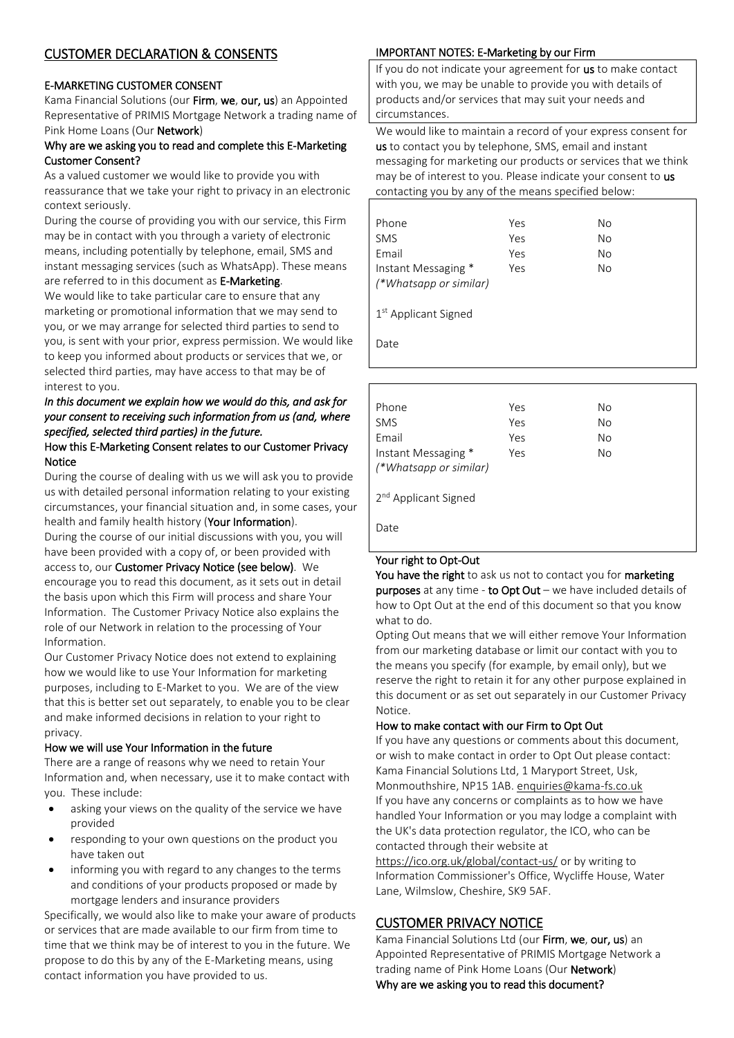## CUSTOMER DECLARATION & CONSENTS

### E-MARKETING CUSTOMER CONSENT

Kama Financial Solutions (our **Firm**, **we**, **our, us**) an Appointed Representative of PRIMIS Mortgage Network a trading name of Pink Home Loans (Our **Network**)

**Why are we asking you to read and complete this E-Marketing Customer Consent?**

As a valued customer we would like to provide you with reassurance that we take your right to privacy in an electronic context seriously.

During the course of providing you with our service, this Firm may be in contact with you through a variety of electronic means, including potentially by telephone, email, SMS and instant messaging services (such as WhatsApp). These means are referred to in this document as **E-Marketing**.

We would like to take particular care to ensure that any marketing or promotional information that we may send to you, or we may arrange for selected third parties to send to you, is sent with your prior, express permission. We would like to keep you informed about products or services that we, or selected third parties, may have access to that may be of interest to you.

***In this document we explain how we would do this, and ask for your consent to receiving such information from us (and, where specified, selected third parties) in the future.***

**How this E-Marketing Consent relates to our Customer Privacy Notice**

During the course of dealing with us we will ask you to provide us with detailed personal information relating to your existing circumstances, your financial situation and, in some cases, your health and family health history (**Your Information**).

During the course of our initial discussions with you, you will have been provided with a copy of, or been provided with access to, our **Customer Privacy Notice (see below)**. We encourage you to read this document, as it sets out in detail the basis upon which this Firm will process and share Your Information. The Customer Privacy Notice also explains the role of our Network in relation to the processing of Your Information.

Our Customer Privacy Notice does not extend to explaining how we would like to use Your Information for marketing purposes, including to E-Market to you. We are of the view that this is better set out separately, to enable you to be clear and make informed decisions in relation to your right to privacy.

**How we will use Your Information in the future**

There are a range of reasons why we need to retain Your Information and, when necessary, use it to make contact with you. These include:

- asking your views on the quality of the service we have provided
- responding to your own questions on the product you have taken out
- informing you with regard to any changes to the terms and conditions of your products proposed or made by mortgage lenders and insurance providers

Specifically, we would also like to make your aware of products or services that are made available to our firm from time to time that we think may be of interest to you in the future. We propose to do this by any of the E-Marketing means, using contact information you have provided to us.

**IMPORTANT NOTES: E-Marketing by our Firm**

If you do not indicate your agreement for **us** to make contact with you, we may be unable to provide you with details of products and/or services that may suit your needs and circumstances.

We would like to maintain a record of your express consent for **us** to contact you by telephone, SMS, email and instant messaging for marketing our products or services that we think may be of interest to you. Please indicate your consent to **us** contacting you by any of the means specified below:

| | | |
|---|---|---|
| Phone | Yes | No |
| SMS | Yes | No |
| Email | Yes | No |
| Instant Messaging * *(\*Whatsapp or similar)* | Yes | No |

1st Applicant Signed

Date

| | | |
|---|---|---|
| Phone | Yes | No |
| SMS | Yes | No |
| Email | Yes | No |
| Instant Messaging * *(\*Whatsapp or similar)* | Yes | No |

2nd Applicant Signed

Date

**Your right to Opt-Out**

**You have the right** to ask us not to contact you for **marketing purposes** at any time - **to Opt Out** – we have included details of how to Opt Out at the end of this document so that you know what to do.

Opting Out means that we will either remove Your Information from our marketing database or limit our contact with you to the means you specify (for example, by email only), but we reserve the right to retain it for any other purpose explained in this document or as set out separately in our Customer Privacy Notice.

**How to make contact with our Firm to Opt Out**

If you have any questions or comments about this document, or wish to make contact in order to Opt Out please contact: Kama Financial Solutions Ltd, 1 Maryport Street, Usk, Monmouthshire, NP15 1AB. enquiries@kama-fs.co.uk

If you have any concerns or complaints as to how we have handled Your Information or you may lodge a complaint with the UK's data protection regulator, the ICO, who can be contacted through their website at https://ico.org.uk/global/contact-us/ or by writing to Information Commissioner's Office, Wycliffe House, Water Lane, Wilmslow, Cheshire, SK9 5AF.

## CUSTOMER PRIVACY NOTICE

Kama Financial Solutions Ltd (our **Firm**, **we**, **our, us**) an Appointed Representative of PRIMIS Mortgage Network a trading name of Pink Home Loans (Our **Network**)

**Why are we asking you to read this document?**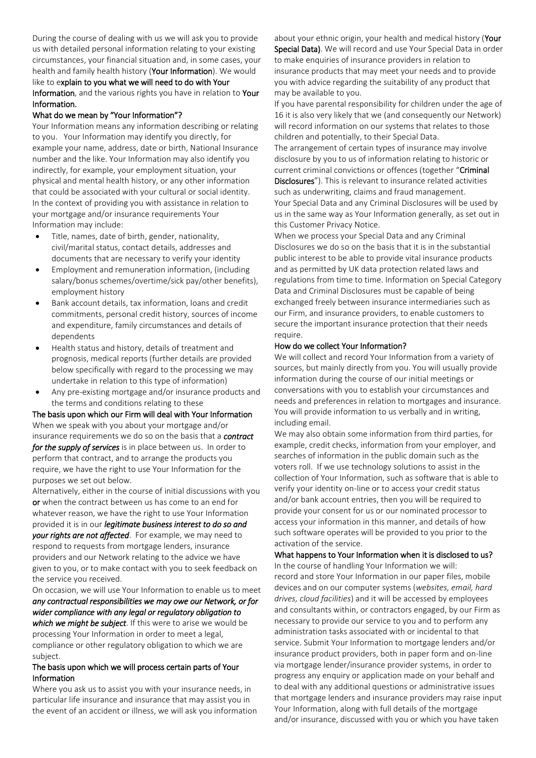During the course of dealing with us we will ask you to provide us with detailed personal information relating to your existing circumstances, your financial situation and, in some cases, your health and family health history (**Your Information**). We would like to e**xplain to you what we will need to do with Your Information**, and the various rights you have in relation to **Your Information.**

**What do we mean by "Your Information"?**

Your Information means any information describing or relating to you. Your Information may identify you directly, for example your name, address, date or birth, National Insurance number and the like. Your Information may also identify you indirectly, for example, your employment situation, your physical and mental health history, or any other information that could be associated with your cultural or social identity. In the context of providing you with assistance in relation to your mortgage and/or insurance requirements Your Information may include:

- Title, names, date of birth, gender, nationality, civil/marital status, contact details, addresses and documents that are necessary to verify your identity
- Employment and remuneration information, (including salary/bonus schemes/overtime/sick pay/other benefits), employment history
- Bank account details, tax information, loans and credit commitments, personal credit history, sources of income and expenditure, family circumstances and details of dependents
- Health status and history, details of treatment and prognosis, medical reports (further details are provided below specifically with regard to the processing we may undertake in relation to this type of information)
- Any pre-existing mortgage and/or insurance products and the terms and conditions relating to these

**The basis upon which our Firm will deal with Your Information**

When we speak with you about your mortgage and/or insurance requirements we do so on the basis that a ***contract for the supply of services*** is in place between us. In order to perform that contract, and to arrange the products you require, we have the right to use Your Information for the purposes we set out below.

Alternatively, either in the course of initial discussions with you **or** when the contract between us has come to an end for whatever reason, we have the right to use Your Information provided it is in our ***legitimate business interest to do so and your rights are not affected***. For example, we may need to respond to requests from mortgage lenders, insurance providers and our Network relating to the advice we have given to you, or to make contact with you to seek feedback on the service you received.

On occasion, we will use Your Information to enable us to meet ***any contractual responsibilities we may owe our Network, or for wider compliance with any legal or regulatory obligation to which we might be subject***. If this were to arise we would be processing Your Information in order to meet a legal, compliance or other regulatory obligation to which we are subject.

**The basis upon which we will process certain parts of Your Information**

Where you ask us to assist you with your insurance needs, in particular life insurance and insurance that may assist you in the event of an accident or illness, we will ask you information about your ethnic origin, your health and medical history (**Your Special Data)**. We will record and use Your Special Data in order to make enquiries of insurance providers in relation to insurance products that may meet your needs and to provide you with advice regarding the suitability of any product that may be available to you.

If you have parental responsibility for children under the age of 16 it is also very likely that we (and consequently our Network) will record information on our systems that relates to those children and potentially, to their Special Data.

The arrangement of certain types of insurance may involve disclosure by you to us of information relating to historic or current criminal convictions or offences (together "**Criminal Disclosures**"). This is relevant to insurance related activities such as underwriting, claims and fraud management.

Your Special Data and any Criminal Disclosures will be used by us in the same way as Your Information generally, as set out in this Customer Privacy Notice.

When we process your Special Data and any Criminal Disclosures we do so on the basis that it is in the substantial public interest to be able to provide vital insurance products and as permitted by UK data protection related laws and regulations from time to time. Information on Special Category Data and Criminal Disclosures must be capable of being exchanged freely between insurance intermediaries such as our Firm, and insurance providers, to enable customers to secure the important insurance protection that their needs require.

**How do we collect Your Information?**

We will collect and record Your Information from a variety of sources, but mainly directly from you. You will usually provide information during the course of our initial meetings or conversations with you to establish your circumstances and needs and preferences in relation to mortgages and insurance. You will provide information to us verbally and in writing, including email.

We may also obtain some information from third parties, for example, credit checks, information from your employer, and searches of information in the public domain such as the voters roll. If we use technology solutions to assist in the collection of Your Information, such as software that is able to verify your identity on-line or to access your credit status and/or bank account entries, then you will be required to provide your consent for us or our nominated processor to access your information in this manner, and details of how such software operates will be provided to you prior to the activation of the service.

**What happens to Your Information when it is disclosed to us?**

In the course of handling Your Information we will:

record and store Your Information in our paper files, mobile devices and on our computer systems (*websites, email, hard drives, cloud facilities*) and it will be accessed by employees and consultants within, or contractors engaged, by our Firm as necessary to provide our service to you and to perform any administration tasks associated with or incidental to that service. Submit Your Information to mortgage lenders and/or insurance product providers, both in paper form and on-line via mortgage lender/insurance provider systems, in order to progress any enquiry or application made on your behalf and to deal with any additional questions or administrative issues that mortgage lenders and insurance providers may raise input Your Information, along with full details of the mortgage and/or insurance, discussed with you or which you have taken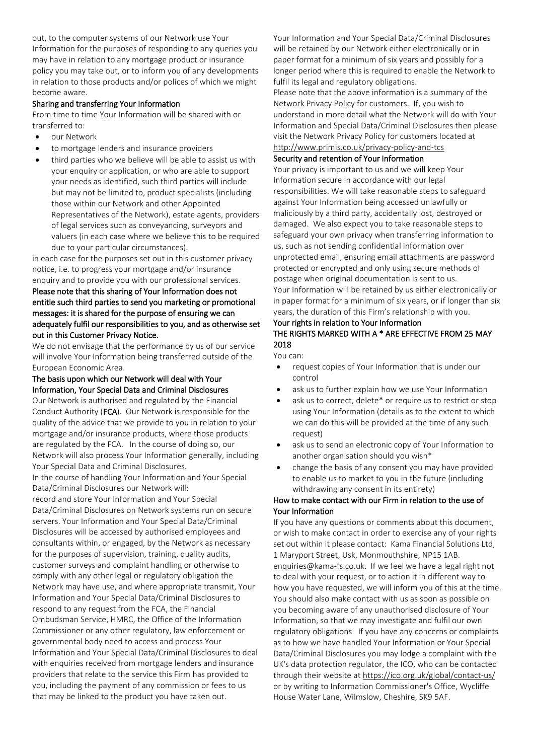out, to the computer systems of our Network use Your Information for the purposes of responding to any queries you may have in relation to any mortgage product or insurance policy you may take out, or to inform you of any developments in relation to those products and/or polices of which we might become aware.

### Sharing and transferring Your Information

From time to time Your Information will be shared with or transferred to:

- our Network
- to mortgage lenders and insurance providers
- third parties who we believe will be able to assist us with your enquiry or application, or who are able to support your needs as identified, such third parties will include but may not be limited to, product specialists (including those within our Network and other Appointed Representatives of the Network), estate agents, providers of legal services such as conveyancing, surveyors and valuers (in each case where we believe this to be required due to your particular circumstances).

in each case for the purposes set out in this customer privacy notice, i.e. to progress your mortgage and/or insurance enquiry and to provide you with our professional services.

**Please note that this sharing of Your Information does not entitle such third parties to send you marketing or promotional messages: it is shared for the purpose of ensuring we can adequately fulfil our responsibilities to you, and as otherwise set out in this Customer Privacy Notice.**

We do not envisage that the performance by us of our service will involve Your Information being transferred outside of the European Economic Area.

### The basis upon which our Network will deal with Your Information, Your Special Data and Criminal Disclosures

Our Network is authorised and regulated by the Financial Conduct Authority (**FCA**). Our Network is responsible for the quality of the advice that we provide to you in relation to your mortgage and/or insurance products, where those products are regulated by the FCA. In the course of doing so, our Network will also process Your Information generally, including Your Special Data and Criminal Disclosures.

In the course of handling Your Information and Your Special Data/Criminal Disclosures our Network will:

record and store Your Information and Your Special Data/Criminal Disclosures on Network systems run on secure servers. Your Information and Your Special Data/Criminal Disclosures will be accessed by authorised employees and consultants within, or engaged, by the Network as necessary for the purposes of supervision, training, quality audits, customer surveys and complaint handling or otherwise to comply with any other legal or regulatory obligation the Network may have use, and where appropriate transmit, Your Information and Your Special Data/Criminal Disclosures to respond to any request from the FCA, the Financial Ombudsman Service, HMRC, the Office of the Information Commissioner or any other regulatory, law enforcement or governmental body need to access and process Your Information and Your Special Data/Criminal Disclosures to deal with enquiries received from mortgage lenders and insurance providers that relate to the service this Firm has provided to you, including the payment of any commission or fees to us that may be linked to the product you have taken out.

Your Information and Your Special Data/Criminal Disclosures will be retained by our Network either electronically or in paper format for a minimum of six years and possibly for a longer period where this is required to enable the Network to fulfil its legal and regulatory obligations.

Please note that the above information is a summary of the Network Privacy Policy for customers. If, you wish to understand in more detail what the Network will do with Your Information and Special Data/Criminal Disclosures then please visit the Network Privacy Policy for customers located at http://www.primis.co.uk/privacy-policy-and-tcs

### Security and retention of Your Information

Your privacy is important to us and we will keep Your Information secure in accordance with our legal responsibilities. We will take reasonable steps to safeguard against Your Information being accessed unlawfully or maliciously by a third party, accidentally lost, destroyed or damaged. We also expect you to take reasonable steps to safeguard your own privacy when transferring information to us, such as not sending confidential information over unprotected email, ensuring email attachments are password protected or encrypted and only using secure methods of postage when original documentation is sent to us.

Your Information will be retained by us either electronically or in paper format for a minimum of six years, or if longer than six years, the duration of this Firm's relationship with you.

### Your rights in relation to Your Information

**THE RIGHTS MARKED WITH A * ARE EFFECTIVE FROM 25 MAY 2018**

You can:

- request copies of Your Information that is under our control
- ask us to further explain how we use Your Information
- ask us to correct, delete* or require us to restrict or stop using Your Information (details as to the extent to which we can do this will be provided at the time of any such request)
- ask us to send an electronic copy of Your Information to another organisation should you wish*
- change the basis of any consent you may have provided to enable us to market to you in the future (including withdrawing any consent in its entirety)

### How to make contact with our Firm in relation to the use of Your Information

If you have any questions or comments about this document, or wish to make contact in order to exercise any of your rights set out within it please contact: Kama Financial Solutions Ltd, 1 Maryport Street, Usk, Monmouthshire, NP15 1AB. enquiries@kama-fs.co.uk. If we feel we have a legal right not to deal with your request, or to action it in different way to how you have requested, we will inform you of this at the time. You should also make contact with us as soon as possible on you becoming aware of any unauthorised disclosure of Your Information, so that we may investigate and fulfil our own regulatory obligations. If you have any concerns or complaints as to how we have handled Your Information or Your Special Data/Criminal Disclosures you may lodge a complaint with the UK's data protection regulator, the ICO, who can be contacted through their website at https://ico.org.uk/global/contact-us/ or by writing to Information Commissioner's Office, Wycliffe House Water Lane, Wilmslow, Cheshire, SK9 5AF.